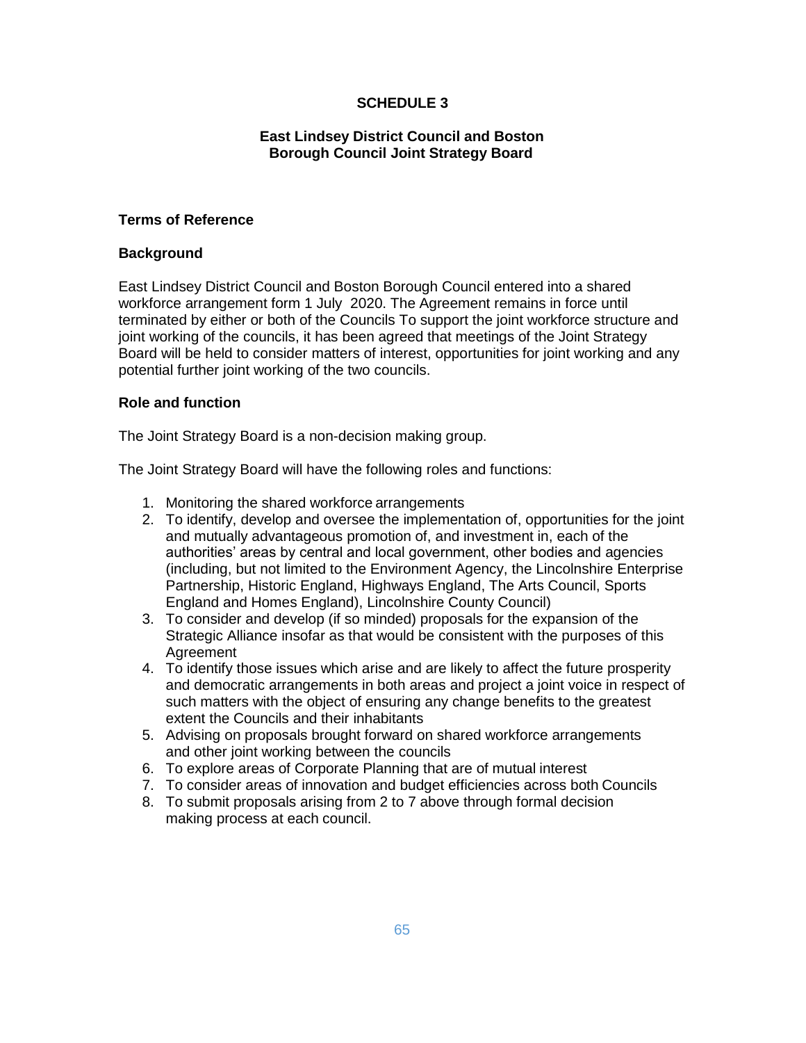# SCHEDULE 3

## East Lindsey District Council and Boston Borough Council Joint Strategy Board

### Terms of Reference

### Background

East Lindsey District Council and Boston Borough Council entered into a shared workforce arrangement form 1 July 2020. The Agreement remains in force until terminated by either or both of the Councils To support the joint workforce structure and joint working of the councils, it has been agreed that meetings of the Joint Strategy Board will be held to consider matters of interest, opportunities for joint working and any potential further joint working of the two councils.

### Role and function

The Joint Strategy Board is a non-decision making group.

The Joint Strategy Board will have the following roles and functions:

1. Monitoring the shared workforce arrangements
2. To identify, develop and oversee the implementation of, opportunities for the joint and mutually advantageous promotion of, and investment in, each of the authorities' areas by central and local government, other bodies and agencies (including, but not limited to the Environment Agency, the Lincolnshire Enterprise Partnership, Historic England, Highways England, The Arts Council, Sports England and Homes England), Lincolnshire County Council)
3. To consider and develop (if so minded) proposals for the expansion of the Strategic Alliance insofar as that would be consistent with the purposes of this Agreement
4. To identify those issues which arise and are likely to affect the future prosperity and democratic arrangements in both areas and project a joint voice in respect of such matters with the object of ensuring any change benefits to the greatest extent the Councils and their inhabitants
5. Advising on proposals brought forward on shared workforce arrangements and other joint working between the councils
6. To explore areas of Corporate Planning that are of mutual interest
7. To consider areas of innovation and budget efficiencies across both Councils
8. To submit proposals arising from 2 to 7 above through formal decision making process at each council.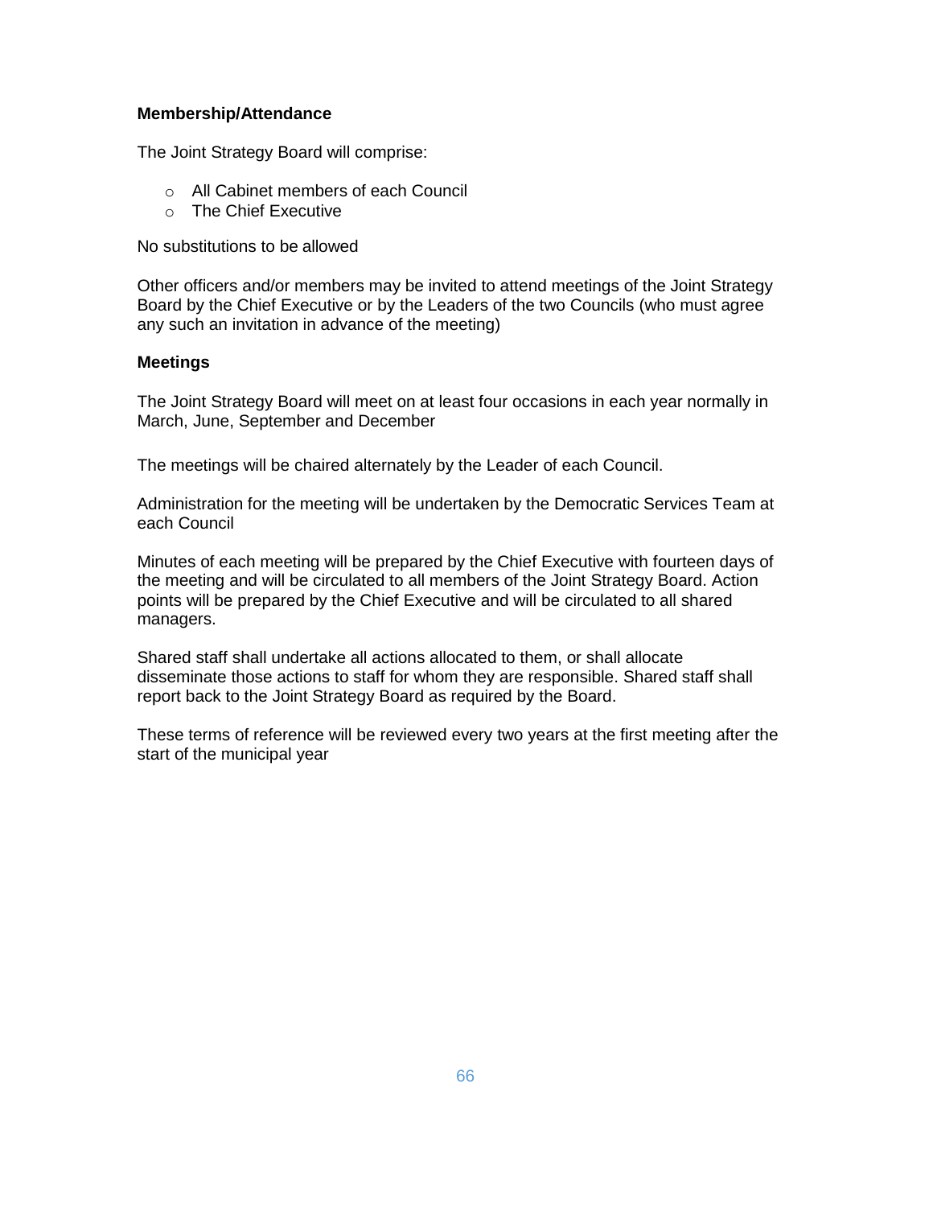**Membership/Attendance**

The Joint Strategy Board will comprise:

- All Cabinet members of each Council
- The Chief Executive

No substitutions to be allowed

Other officers and/or members may be invited to attend meetings of the Joint Strategy Board by the Chief Executive or by the Leaders of the two Councils (who must agree any such an invitation in advance of the meeting)

**Meetings**

The Joint Strategy Board will meet on at least four occasions in each year normally in March, June, September and December

The meetings will be chaired alternately by the Leader of each Council.

Administration for the meeting will be undertaken by the Democratic Services Team at each Council

Minutes of each meeting will be prepared by the Chief Executive with fourteen days of the meeting and will be circulated to all members of the Joint Strategy Board. Action points will be prepared by the Chief Executive and will be circulated to all shared managers.

Shared staff shall undertake all actions allocated to them, or shall allocate disseminate those actions to staff for whom they are responsible. Shared staff shall report back to the Joint Strategy Board as required by the Board.

These terms of reference will be reviewed every two years at the first meeting after the start of the municipal year